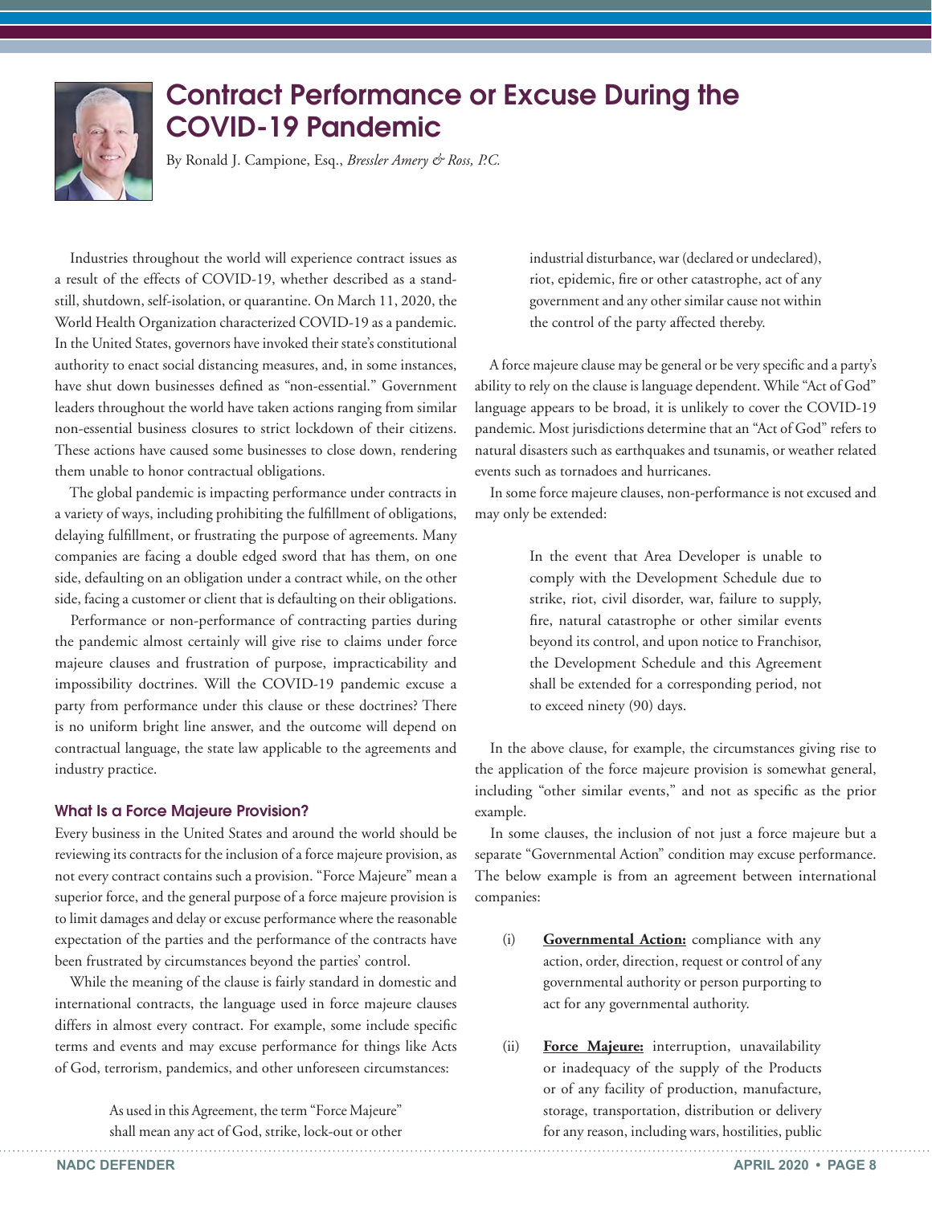# Contract Performance or Excuse During the COVID-19 Pandemic

By Ronald J. Campione, Esq., *Bressler Amery & Ross, P.C.*

Industries throughout the world will experience contract issues as a result of the effects of COVID-19, whether described as a standstill, shutdown, self-isolation, or quarantine. On March 11, 2020, the World Health Organization characterized COVID-19 as a pandemic. In the United States, governors have invoked their state's constitutional authority to enact social distancing measures, and, in some instances, have shut down businesses defined as "non-essential." Government leaders throughout the world have taken actions ranging from similar non-essential business closures to strict lockdown of their citizens. These actions have caused some businesses to close down, rendering them unable to honor contractual obligations.

The global pandemic is impacting performance under contracts in a variety of ways, including prohibiting the fulfillment of obligations, delaying fulfillment, or frustrating the purpose of agreements. Many companies are facing a double edged sword that has them, on one side, defaulting on an obligation under a contract while, on the other side, facing a customer or client that is defaulting on their obligations.

Performance or non-performance of contracting parties during the pandemic almost certainly will give rise to claims under force majeure clauses and frustration of purpose, impracticability and impossibility doctrines. Will the COVID-19 pandemic excuse a party from performance under this clause or these doctrines? There is no uniform bright line answer, and the outcome will depend on contractual language, the state law applicable to the agreements and industry practice.

## What Is a Force Majeure Provision?

Every business in the United States and around the world should be reviewing its contracts for the inclusion of a force majeure provision, as not every contract contains such a provision. "Force Majeure" mean a superior force, and the general purpose of a force majeure provision is to limit damages and delay or excuse performance where the reasonable expectation of the parties and the performance of the contracts have been frustrated by circumstances beyond the parties' control.

While the meaning of the clause is fairly standard in domestic and international contracts, the language used in force majeure clauses differs in almost every contract. For example, some include specific terms and events and may excuse performance for things like Acts of God, terrorism, pandemics, and other unforeseen circumstances:

> As used in this Agreement, the term "Force Majeure" shall mean any act of God, strike, lock-out or other industrial disturbance, war (declared or undeclared), riot, epidemic, fire or other catastrophe, act of any government and any other similar cause not within the control of the party affected thereby.

A force majeure clause may be general or be very specific and a party's ability to rely on the clause is language dependent. While "Act of God" language appears to be broad, it is unlikely to cover the COVID-19 pandemic. Most jurisdictions determine that an "Act of God" refers to natural disasters such as earthquakes and tsunamis, or weather related events such as tornadoes and hurricanes.

In some force majeure clauses, non-performance is not excused and may only be extended:

> In the event that Area Developer is unable to comply with the Development Schedule due to strike, riot, civil disorder, war, failure to supply, fire, natural catastrophe or other similar events beyond its control, and upon notice to Franchisor, the Development Schedule and this Agreement shall be extended for a corresponding period, not to exceed ninety (90) days.

In the above clause, for example, the circumstances giving rise to the application of the force majeure provision is somewhat general, including "other similar events," and not as specific as the prior example.

In some clauses, the inclusion of not just a force majeure but a separate "Governmental Action" condition may excuse performance. The below example is from an agreement between international companies:

> (i) **Governmental Action:** compliance with any action, order, direction, request or control of any governmental authority or person purporting to act for any governmental authority.
>
> (ii) **Force Majeure:** interruption, unavailability or inadequacy of the supply of the Products or of any facility of production, manufacture, storage, transportation, distribution or delivery for any reason, including wars, hostilities, public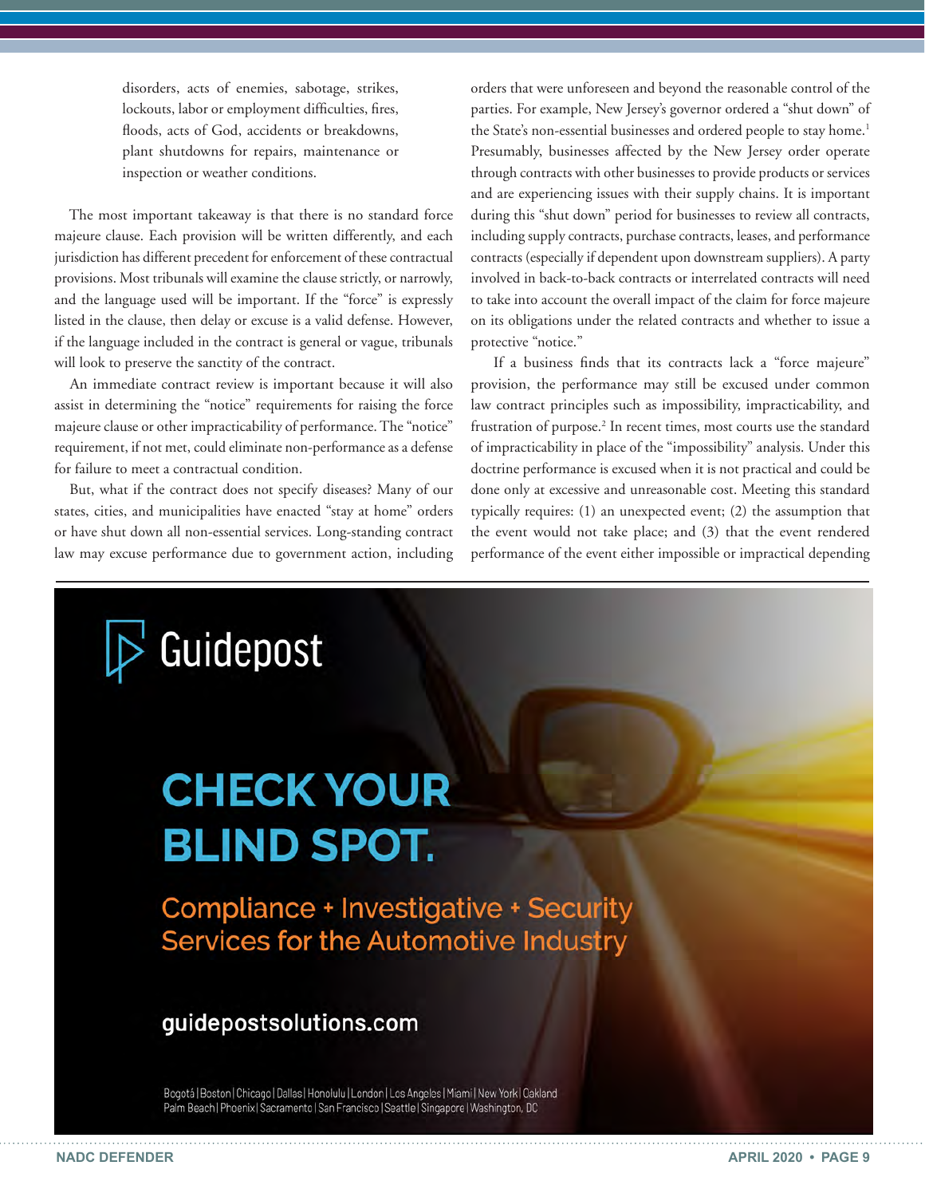> disorders, acts of enemies, sabotage, strikes, lockouts, labor or employment difficulties, fires, floods, acts of God, accidents or breakdowns, plant shutdowns for repairs, maintenance or inspection or weather conditions.

The most important takeaway is that there is no standard force majeure clause. Each provision will be written differently, and each jurisdiction has different precedent for enforcement of these contractual provisions. Most tribunals will examine the clause strictly, or narrowly, and the language used will be important. If the "force" is expressly listed in the clause, then delay or excuse is a valid defense. However, if the language included in the contract is general or vague, tribunals will look to preserve the sanctity of the contract.

An immediate contract review is important because it will also assist in determining the "notice" requirements for raising the force majeure clause or other impracticability of performance. The "notice" requirement, if not met, could eliminate non-performance as a defense for failure to meet a contractual condition.

But, what if the contract does not specify diseases? Many of our states, cities, and municipalities have enacted "stay at home" orders or have shut down all non-essential services. Long-standing contract law may excuse performance due to government action, including orders that were unforeseen and beyond the reasonable control of the parties. For example, New Jersey's governor ordered a "shut down" of the State's non-essential businesses and ordered people to stay home.[1] Presumably, businesses affected by the New Jersey order operate through contracts with other businesses to provide products or services and are experiencing issues with their supply chains. It is important during this "shut down" period for businesses to review all contracts, including supply contracts, purchase contracts, leases, and performance contracts (especially if dependent upon downstream suppliers). A party involved in back-to-back contracts or interrelated contracts will need to take into account the overall impact of the claim for force majeure on its obligations under the related contracts and whether to issue a protective "notice."

If a business finds that its contracts lack a "force majeure" provision, the performance may still be excused under common law contract principles such as impossibility, impracticability, and frustration of purpose.[2] In recent times, most courts use the standard of impracticability in place of the "impossibility" analysis. Under this doctrine performance is excused when it is not practical and could be done only at excessive and unreasonable cost. Meeting this standard typically requires: (1) an unexpected event; (2) the assumption that the event would not take place; and (3) that the event rendered performance of the event either impossible or impractical depending

Guidepost

CHECK YOUR BLIND SPOT.

Compliance + Investigative + Security Services for the Automotive Industry

guidepostsolutions.com

Bogotá | Boston | Chicago | Dallas | Honolulu | London | Los Angeles | Miami | New York | Oakland Palm Beach | Phoenix | Sacramento | San Francisco | Seattle | Singapore | Washington, DC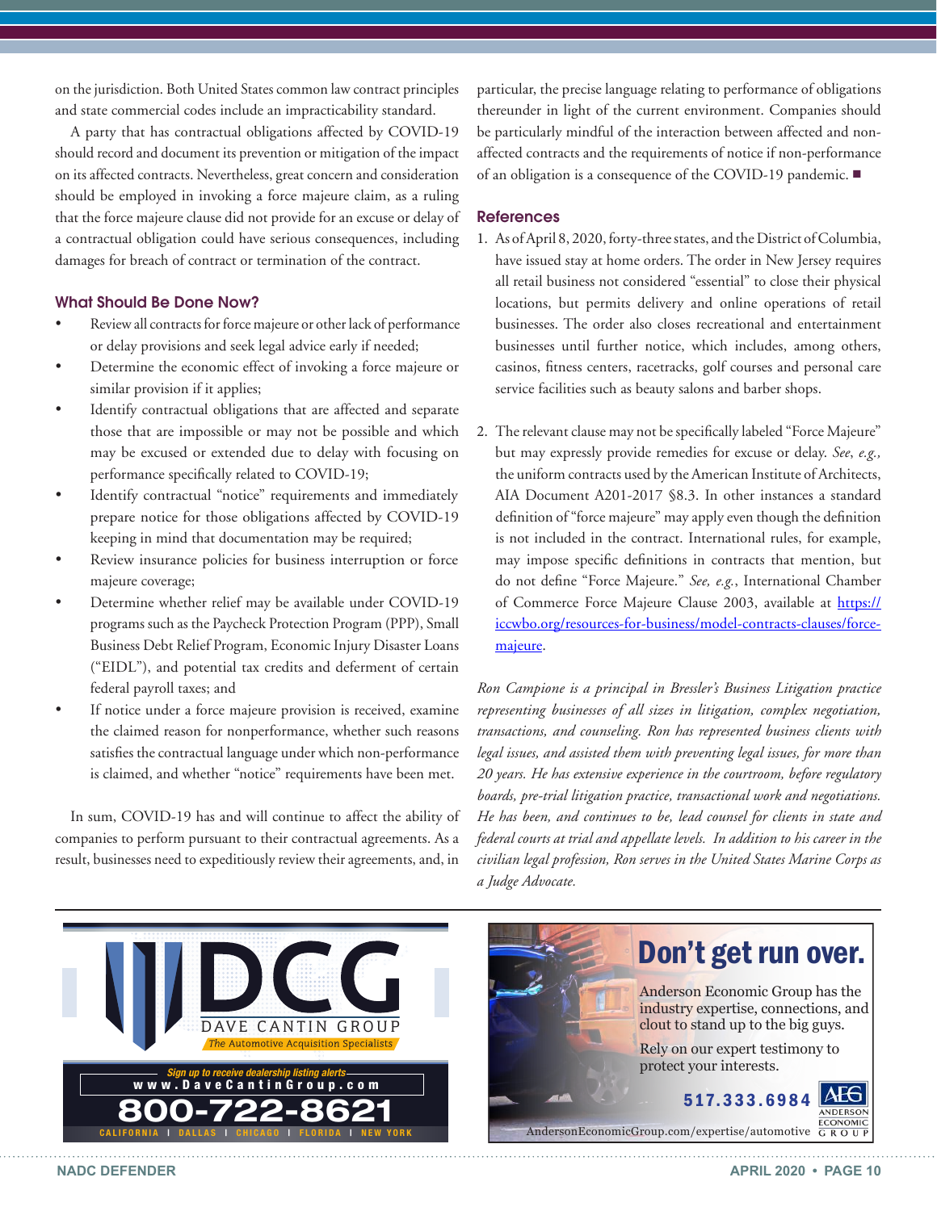on the jurisdiction. Both United States common law contract principles and state commercial codes include an impracticability standard.

A party that has contractual obligations affected by COVID-19 should record and document its prevention or mitigation of the impact on its affected contracts. Nevertheless, great concern and consideration should be employed in invoking a force majeure claim, as a ruling that the force majeure clause did not provide for an excuse or delay of a contractual obligation could have serious consequences, including damages for breach of contract or termination of the contract.

### What Should Be Done Now?

- Review all contracts for force majeure or other lack of performance or delay provisions and seek legal advice early if needed;
- Determine the economic effect of invoking a force majeure or similar provision if it applies;
- Identify contractual obligations that are affected and separate those that are impossible or may not be possible and which may be excused or extended due to delay with focusing on performance specifically related to COVID-19;
- Identify contractual "notice" requirements and immediately prepare notice for those obligations affected by COVID-19 keeping in mind that documentation may be required;
- Review insurance policies for business interruption or force majeure coverage;
- Determine whether relief may be available under COVID-19 programs such as the Paycheck Protection Program (PPP), Small Business Debt Relief Program, Economic Injury Disaster Loans ("EIDL"), and potential tax credits and deferment of certain federal payroll taxes; and
- If notice under a force majeure provision is received, examine the claimed reason for nonperformance, whether such reasons satisfies the contractual language under which non-performance is claimed, and whether "notice" requirements have been met.

In sum, COVID-19 has and will continue to affect the ability of companies to perform pursuant to their contractual agreements. As a result, businesses need to expeditiously review their agreements, and, in particular, the precise language relating to performance of obligations thereunder in light of the current environment. Companies should be particularly mindful of the interaction between affected and non-affected contracts and the requirements of notice if non-performance of an obligation is a consequence of the COVID-19 pandemic. ■

### References

1. As of April 8, 2020, forty-three states, and the District of Columbia, have issued stay at home orders. The order in New Jersey requires all retail business not considered "essential" to close their physical locations, but permits delivery and online operations of retail businesses. The order also closes recreational and entertainment businesses until further notice, which includes, among others, casinos, fitness centers, racetracks, golf courses and personal care service facilities such as beauty salons and barber shops.

2. The relevant clause may not be specifically labeled "Force Majeure" but may expressly provide remedies for excuse or delay. *See*, *e.g.*, the uniform contracts used by the American Institute of Architects, AIA Document A201-2017 §8.3. In other instances a standard definition of "force majeure" may apply even though the definition is not included in the contract. International rules, for example, may impose specific definitions in contracts that mention, but do not define "Force Majeure." *See, e.g.*, International Chamber of Commerce Force Majeure Clause 2003, available at https://iccwbo.org/resources-for-business/model-contracts-clauses/force-majeure.

*Ron Campione is a principal in Bressler's Business Litigation practice representing businesses of all sizes in litigation, complex negotiation, transactions, and counseling. Ron has represented business clients with legal issues, and assisted them with preventing legal issues, for more than 20 years. He has extensive experience in the courtroom, before regulatory boards, pre-trial litigation practice, transactional work and negotiations. He has been, and continues to be, lead counsel for clients in state and federal courts at trial and appellate levels. In addition to his career in the civilian legal profession, Ron serves in the United States Marine Corps as a Judge Advocate.*

DCG
DAVE CANTIN GROUP
The Automotive Acquisition Specialists
Sign up to receive dealership listing alerts
www.DaveCantinGroup.com
800-722-8621
CALIFORNIA | DALLAS | CHICAGO | FLORIDA | NEW YORK

**Don't get run over.**

Anderson Economic Group has the industry expertise, connections, and clout to stand up to the big guys.

Rely on our expert testimony to protect your interests.

517.333.6984

AndersonEconomicGroup.com/expertise/automotive

AEG ANDERSON ECONOMIC GROUP